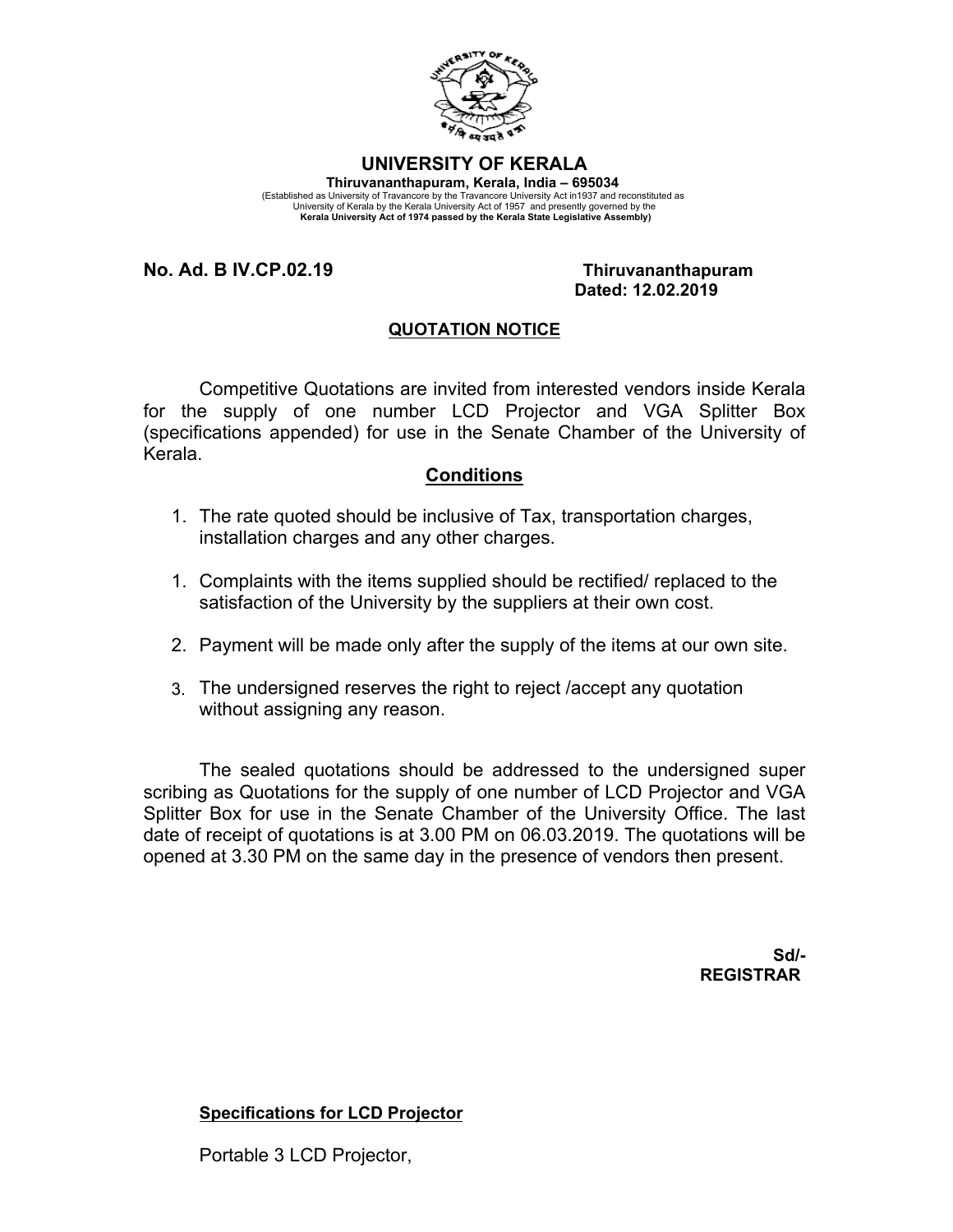# UNIVERSITY OF KERALA

**Thiruvananthapuram, Kerala, India – 695034**

(Established as University of Travancore by the Travancore University Act in1937 and reconstituted as University of Kerala by the Kerala University Act of 1957 and presently governed by the **Kerala University Act of 1974 passed by the Kerala State Legislative Assembly)**

**No. Ad. B IV.CP.02.19** **Thiruvananthapuram**
**Dated: 12.02.2019**

## QUOTATION NOTICE

Competitive Quotations are invited from interested vendors inside Kerala for the supply of one number LCD Projector and VGA Splitter Box (specifications appended) for use in the Senate Chamber of the University of Kerala.

## Conditions

1. The rate quoted should be inclusive of Tax, transportation charges, installation charges and any other charges.

1. Complaints with the items supplied should be rectified/ replaced to the satisfaction of the University by the suppliers at their own cost.

2. Payment will be made only after the supply of the items at our own site.

3. The undersigned reserves the right to reject /accept any quotation without assigning any reason.

The sealed quotations should be addressed to the undersigned super scribing as Quotations for the supply of one number of LCD Projector and VGA Splitter Box for use in the Senate Chamber of the University Office. The last date of receipt of quotations is at 3.00 PM on 06.03.2019. The quotations will be opened at 3.30 PM on the same day in the presence of vendors then present.

**Sd/-**
**REGISTRAR**

**Specifications for LCD Projector**

Portable 3 LCD Projector,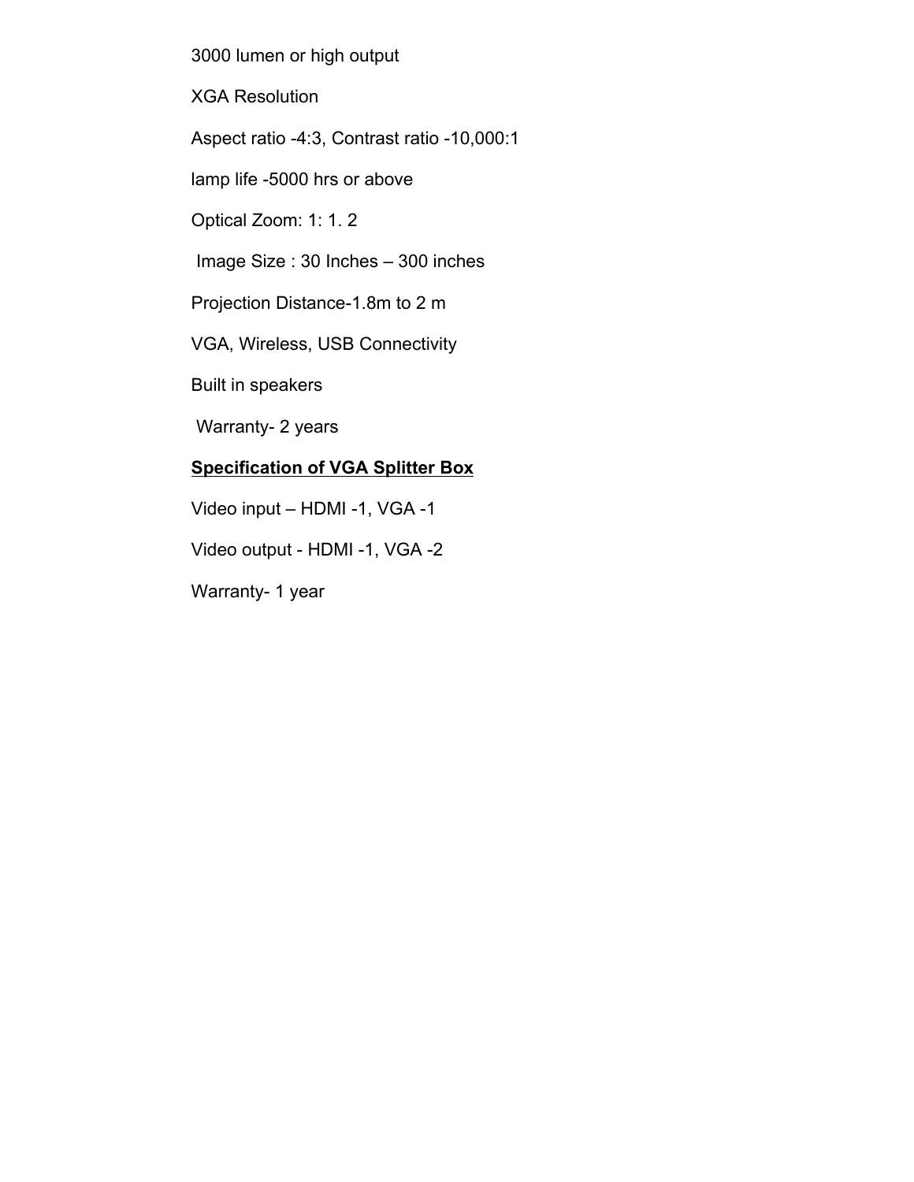3000 lumen or high output

XGA Resolution

Aspect ratio -4:3, Contrast ratio -10,000:1

lamp life -5000 hrs or above

Optical Zoom: 1: 1. 2

Image Size : 30 Inches – 300 inches

Projection Distance-1.8m to 2 m

VGA, Wireless, USB Connectivity

Built in speakers

Warranty- 2 years

**Specification of VGA Splitter Box**

Video input – HDMI -1, VGA -1

Video output - HDMI -1, VGA -2

Warranty- 1 year